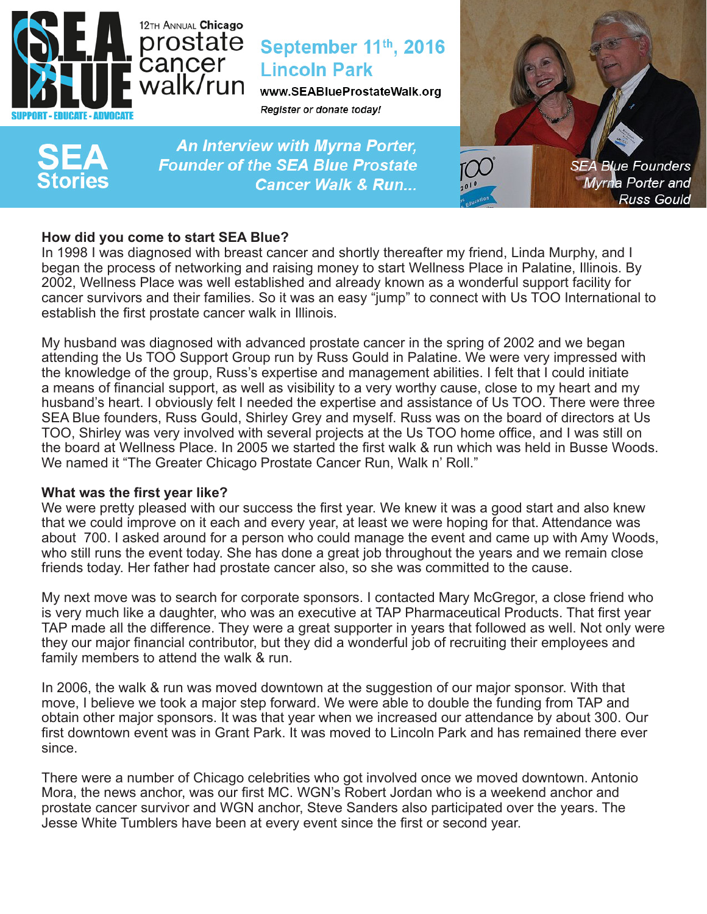# S.E.A. BLUE

SUPPORT - EDUCATE - ADVOCATE

12TH ANNUAL **Chicago** prostate cancer walk/run

**September 11th, 2016**
**Lincoln Park**

www.SEABlueProstateWalk.org

*Register or donate today!*

## SEA Stories

***An Interview with Myrna Porter, Founder of the SEA Blue Prostate Cancer Walk & Run...***

*SEA Blue Founders Myrna Porter and Russ Gould*

**How did you come to start SEA Blue?**

In 1998 I was diagnosed with breast cancer and shortly thereafter my friend, Linda Murphy, and I began the process of networking and raising money to start Wellness Place in Palatine, Illinois. By 2002, Wellness Place was well established and already known as a wonderful support facility for cancer survivors and their families. So it was an easy "jump" to connect with Us TOO International to establish the first prostate cancer walk in Illinois.

My husband was diagnosed with advanced prostate cancer in the spring of 2002 and we began attending the Us TOO Support Group run by Russ Gould in Palatine. We were very impressed with the knowledge of the group, Russ's expertise and management abilities. I felt that I could initiate a means of financial support, as well as visibility to a very worthy cause, close to my heart and my husband's heart. I obviously felt I needed the expertise and assistance of Us TOO. There were three SEA Blue founders, Russ Gould, Shirley Grey and myself. Russ was on the board of directors at Us TOO, Shirley was very involved with several projects at the Us TOO home office, and I was still on the board at Wellness Place. In 2005 we started the first walk & run which was held in Busse Woods. We named it "The Greater Chicago Prostate Cancer Run, Walk n' Roll."

**What was the first year like?**

We were pretty pleased with our success the first year. We knew it was a good start and also knew that we could improve on it each and every year, at least we were hoping for that. Attendance was about 700. I asked around for a person who could manage the event and came up with Amy Woods, who still runs the event today. She has done a great job throughout the years and we remain close friends today. Her father had prostate cancer also, so she was committed to the cause.

My next move was to search for corporate sponsors. I contacted Mary McGregor, a close friend who is very much like a daughter, who was an executive at TAP Pharmaceutical Products. That first year TAP made all the difference. They were a great supporter in years that followed as well. Not only were they our major financial contributor, but they did a wonderful job of recruiting their employees and family members to attend the walk & run.

In 2006, the walk & run was moved downtown at the suggestion of our major sponsor. With that move, I believe we took a major step forward. We were able to double the funding from TAP and obtain other major sponsors. It was that year when we increased our attendance by about 300. Our first downtown event was in Grant Park. It was moved to Lincoln Park and has remained there ever since.

There were a number of Chicago celebrities who got involved once we moved downtown. Antonio Mora, the news anchor, was our first MC. WGN's Robert Jordan who is a weekend anchor and prostate cancer survivor and WGN anchor, Steve Sanders also participated over the years. The Jesse White Tumblers have been at every event since the first or second year.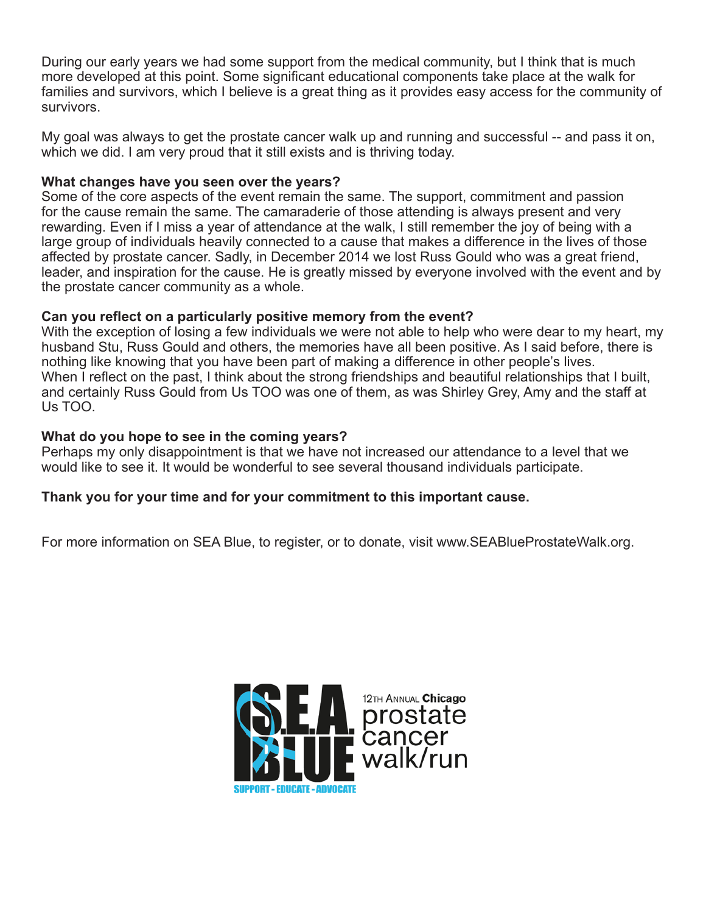During our early years we had some support from the medical community, but I think that is much more developed at this point. Some significant educational components take place at the walk for families and survivors, which I believe is a great thing as it provides easy access for the community of survivors.

My goal was always to get the prostate cancer walk up and running and successful -- and pass it on, which we did. I am very proud that it still exists and is thriving today.

**What changes have you seen over the years?**
Some of the core aspects of the event remain the same. The support, commitment and passion for the cause remain the same. The camaraderie of those attending is always present and very rewarding. Even if I miss a year of attendance at the walk, I still remember the joy of being with a large group of individuals heavily connected to a cause that makes a difference in the lives of those affected by prostate cancer. Sadly, in December 2014 we lost Russ Gould who was a great friend, leader, and inspiration for the cause. He is greatly missed by everyone involved with the event and by the prostate cancer community as a whole.

**Can you reflect on a particularly positive memory from the event?**
With the exception of losing a few individuals we were not able to help who were dear to my heart, my husband Stu, Russ Gould and others, the memories have all been positive. As I said before, there is nothing like knowing that you have been part of making a difference in other people's lives.
When I reflect on the past, I think about the strong friendships and beautiful relationships that I built, and certainly Russ Gould from Us TOO was one of them, as was Shirley Grey, Amy and the staff at Us TOO.

**What do you hope to see in the coming years?**
Perhaps my only disappointment is that we have not increased our attendance to a level that we would like to see it. It would be wonderful to see several thousand individuals participate.

**Thank you for your time and for your commitment to this important cause.**

For more information on SEA Blue, to register, or to donate, visit www.SEABlueProstateWalk.org.

S.E.A. BLUE
SUPPORT - EDUCATE - ADVOCATE

12TH ANNUAL **Chicago** prostate cancer walk/run